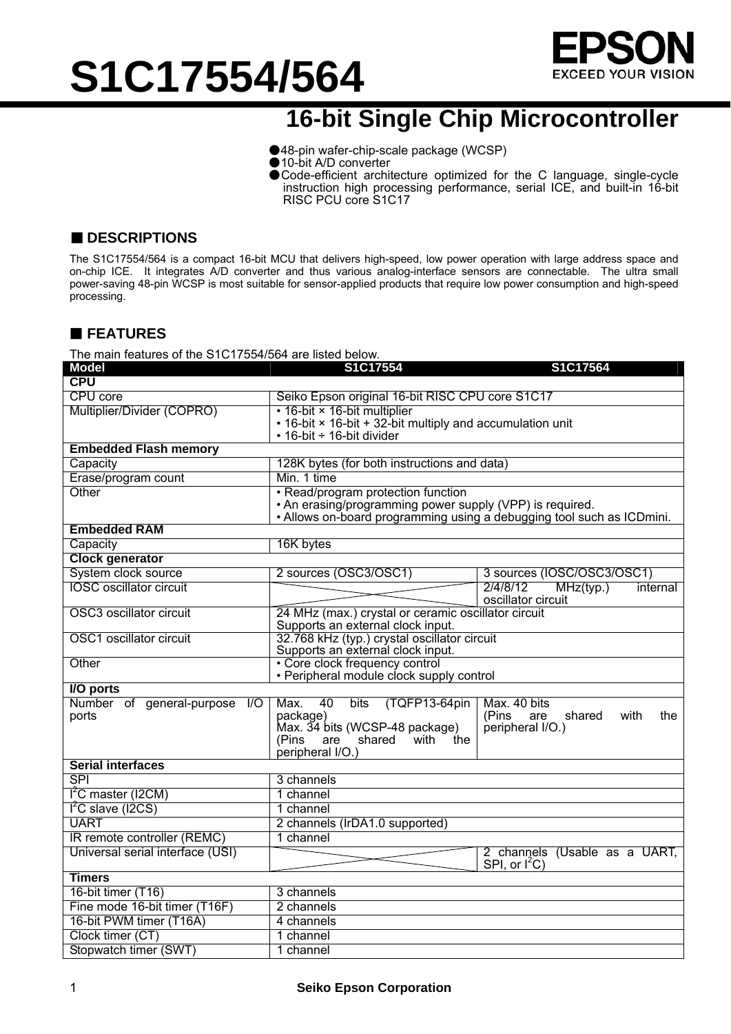# S1C17554/564

## 16-bit Single Chip Microcontroller

- ●48-pin wafer-chip-scale package (WCSP)
- ●10-bit A/D converter
- ●Code-efficient architecture optimized for the C language, single-cycle instruction high processing performance, serial ICE, and built-in 16-bit RISC PCU core S1C17

## ■ DESCRIPTIONS

The S1C17554/564 is a compact 16-bit MCU that delivers high-speed, low power operation with large address space and on-chip ICE. It integrates A/D converter and thus various analog-interface sensors are connectable. The ultra small power-saving 48-pin WCSP is most suitable for sensor-applied products that require low power consumption and high-speed processing.

## ■ FEATURES

The main features of the S1C17554/564 are listed below.

| Model | S1C17554 | S1C17564 |
|---|---|---|
| **CPU** | | |
| CPU core | Seiko Epson original 16-bit RISC CPU core S1C17 | |
| Multiplier/Divider (COPRO) | • 16-bit × 16-bit multiplier<br>• 16-bit × 16-bit + 32-bit multiply and accumulation unit<br>• 16-bit ÷ 16-bit divider | |
| **Embedded Flash memory** | | |
| Capacity | 128K bytes (for both instructions and data) | |
| Erase/program count | Min. 1 time | |
| Other | • Read/program protection function<br>• An erasing/programming power supply (VPP) is required.<br>• Allows on-board programming using a debugging tool such as ICDmini. | |
| **Embedded RAM** | | |
| Capacity | 16K bytes | |
| **Clock generator** | | |
| System clock source | 2 sources (OSC3/OSC1) | 3 sources (IOSC/OSC3/OSC1) |
| IOSC oscillator circuit | | 2/4/8/12 MHz(typ.) internal oscillator circuit |
| OSC3 oscillator circuit | 24 MHz (max.) crystal or ceramic oscillator circuit<br>Supports an external clock input. | |
| OSC1 oscillator circuit | 32.768 kHz (typ.) crystal oscillator circuit<br>Supports an external clock input. | |
| Other | • Core clock frequency control<br>• Peripheral module clock supply control | |
| **I/O ports** | | |
| Number of general-purpose I/O ports | Max. 40 bits (TQFP13-64pin package)<br>Max. 34 bits (WCSP-48 package)<br>(Pins are shared with the peripheral I/O.) | Max. 40 bits<br>(Pins are shared with the peripheral I/O.) |
| **Serial interfaces** | | |
| SPI | 3 channels | |
| I$^2$C master (I2CM) | 1 channel | |
| I$^2$C slave (I2CS) | 1 channel | |
| UART | 2 channels (IrDA1.0 supported) | |
| IR remote controller (REMC) | 1 channel | |
| Universal serial interface (USI) | | 2 channels (Usable as a UART, SPI, or I$^2$C) |
| **Timers** | | |
| 16-bit timer (T16) | 3 channels | |
| Fine mode 16-bit timer (T16F) | 2 channels | |
| 16-bit PWM timer (T16A) | 4 channels | |
| Clock timer (CT) | 1 channel | |
| Stopwatch timer (SWT) | 1 channel | |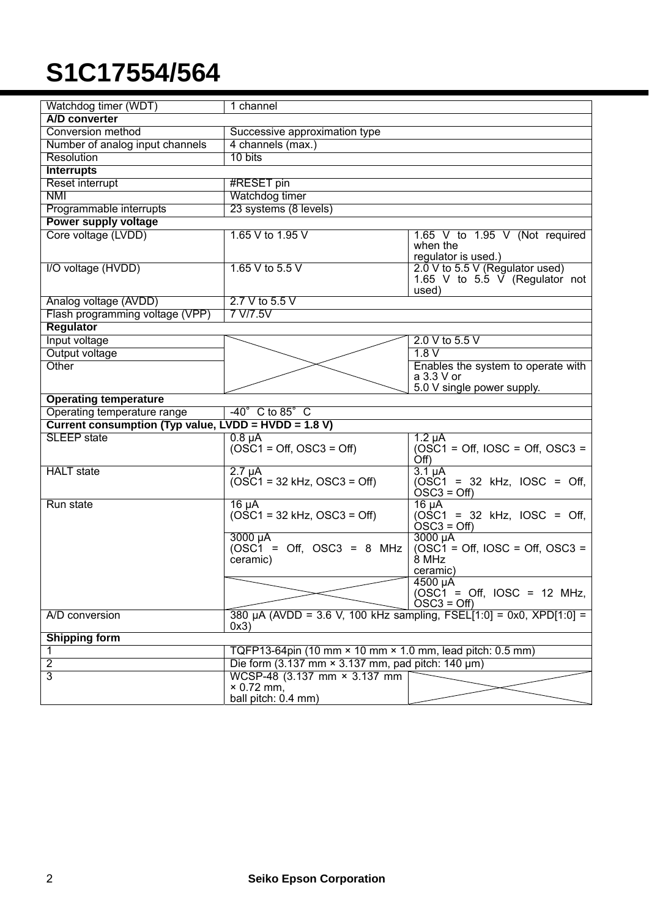# S1C17554/564

| | | |
|---|---|---|
| Watchdog timer (WDT) | 1 channel | |
| **A/D converter** | | |
| Conversion method | Successive approximation type | |
| Number of analog input channels | 4 channels (max.) | |
| Resolution | 10 bits | |
| **Interrupts** | | |
| Reset interrupt | #RESET pin | |
| NMI | Watchdog timer | |
| Programmable interrupts | 23 systems (8 levels) | |
| **Power supply voltage** | | |
| Core voltage (LVDD) | 1.65 V to 1.95 V | 1.65 V to 1.95 V (Not required when the regulator is used.) |
| I/O voltage (HVDD) | 1.65 V to 5.5 V | 2.0 V to 5.5 V (Regulator used)<br>1.65 V to 5.5 V (Regulator not used) |
| Analog voltage (AVDD) | 2.7 V to 5.5 V | |
| Flash programming voltage (VPP) | 7 V/7.5V | |
| **Regulator** | | |
| Input voltage | | 2.0 V to 5.5 V |
| Output voltage | | 1.8 V |
| Other | | Enables the system to operate with a 3.3 V or 5.0 V single power supply. |
| **Operating temperature** | | |
| Operating temperature range | -40°C to 85°C | |
| **Current consumption (Typ value, LVDD = HVDD = 1.8 V)** | | |
| SLEEP state | 0.8 µA<br>(OSC1 = Off, OSC3 = Off) | 1.2 µA<br>(OSC1 = Off, IOSC = Off, OSC3 = Off) |
| HALT state | 2.7 µA<br>(OSC1 = 32 kHz, OSC3 = Off) | 3.1 µA<br>(OSC1 = 32 kHz, IOSC = Off, OSC3 = Off) |
| Run state | 16 µA<br>(OSC1 = 32 kHz, OSC3 = Off) | 16 µA<br>(OSC1 = 32 kHz, IOSC = Off, OSC3 = Off) |
| | 3000 µA<br>(OSC1 = Off, OSC3 = 8 MHz ceramic) | 3000 µA<br>(OSC1 = Off, IOSC = Off, OSC3 = 8 MHz ceramic) |
| | | 4500 µA<br>(OSC1 = Off, IOSC = 12 MHz, OSC3 = Off) |
| A/D conversion | 380 µA (AVDD = 3.6 V, 100 kHz sampling, FSEL[1:0] = 0x0, XPD[1:0] = 0x3) | |
| **Shipping form** | | |
| 1 | TQFP13-64pin (10 mm × 10 mm × 1.0 mm, lead pitch: 0.5 mm) | |
| 2 | Die form (3.137 mm × 3.137 mm, pad pitch: 140 µm) | |
| 3 | WCSP-48 (3.137 mm × 3.137 mm × 0.72 mm, ball pitch: 0.4 mm) | |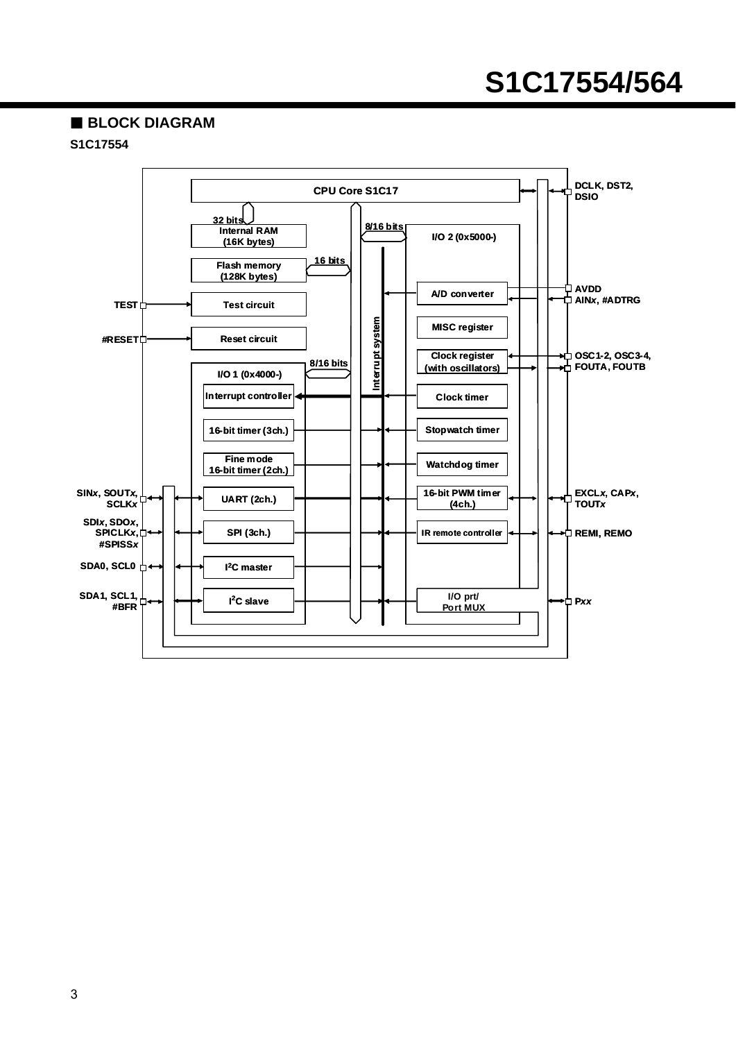## ■ BLOCK DIAGRAM

**S1C17554**

- CPU Core S1C17
- 32 bits
- Internal RAM (16K bytes)
- Flash memory (128K bytes)
- 16 bits
- 8/16 bits
- Test circuit
- Reset circuit
- I/O 1 (0x4000-)
  - Interrupt controller
  - 16-bit timer (3ch.)
  - Fine mode 16-bit timer (2ch.)
  - UART (2ch.)
  - SPI (3ch.)
  - I²C master
  - I²C slave
- Interrupt system
- I/O 2 (0x5000-)
  - A/D converter
  - MISC register
  - Clock register (with oscillators)
  - Clock timer
  - Stopwatch timer
  - Watchdog timer
  - 16-bit PWM timer (4ch.)
  - IR remote controller
  - I/O prt/ Port MUX

Pins:

- DCLK, DST2, DSIO
- AVDD
- AIN*x*, #ADTRG
- TEST
- #RESET
- OSC1-2, OSC3-4, FOUTA, FOUTB
- SIN*x*, SOUT*x*, SCLK*x*
- EXCL*x*, CAP*x*, TOUT*x*
- SDI*x*, SDO*x*, SPICLK*x*, #SPISS*x*
- REMI, REMO
- SDA0, SCL0
- SDA1, SCL1, #BFR
- P*xx*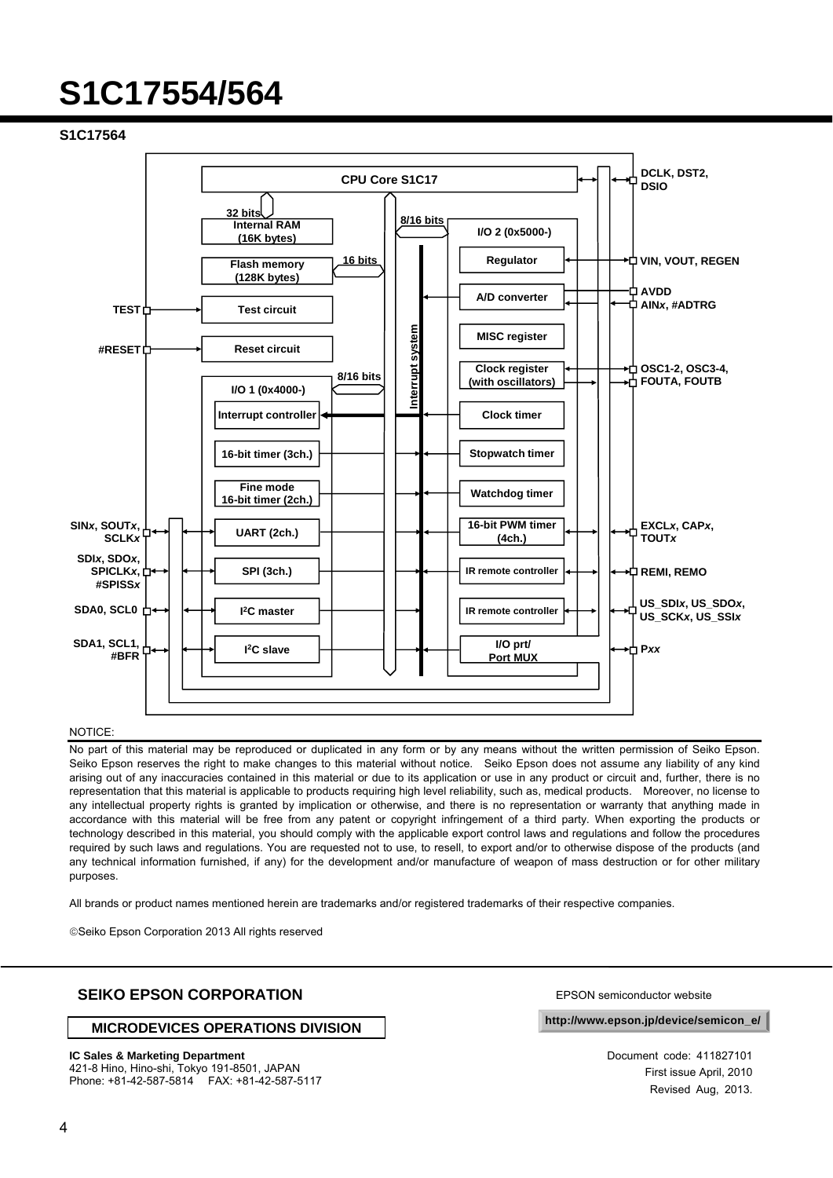# S1C17554/564

**S1C17564**

CPU Core S1C17

32 bits

Internal RAM (16K bytes)

Flash memory (128K bytes)

16 bits

8/16 bits

I/O 2 (0x5000-)

Regulator

A/D converter

MISC register

Clock register (with oscillators)

Clock timer

Stopwatch timer

Watchdog timer

16-bit PWM timer (4ch.)

IR remote controller

IR remote controller

I/O prt/ Port MUX

Interrupt system

TEST

Test circuit

#RESET

Reset circuit

8/16 bits

I/O 1 (0x4000-)

Interrupt controller

16-bit timer (3ch.)

Fine mode 16-bit timer (2ch.)

UART (2ch.)

SPI (3ch.)

I2C master

I2C slave

DCLK, DST2, DSIO

VIN, VOUT, REGEN

AVDD

AIN*x*, #ADTRG

OSC1-2, OSC3-4, FOUTA, FOUTB

EXCL*x*, CAP*x*, TOUT*x*

REMI, REMO

US_SDI*x*, US_SDO*x*, US_SCK*x*, US_SSI*x*

P*xx*

SIN*x*, SOUT*x*, SCLK*x*

SDI*x*, SDO*x*, SPICLK*x*, #SPISS*x*

SDA0, SCL0

SDA1, SCL1, #BFR

NOTICE:

No part of this material may be reproduced or duplicated in any form or by any means without the written permission of Seiko Epson. Seiko Epson reserves the right to make changes to this material without notice. Seiko Epson does not assume any liability of any kind arising out of any inaccuracies contained in this material or due to its application or use in any product or circuit and, further, there is no representation that this material is applicable to products requiring high level reliability, such as, medical products. Moreover, no license to any intellectual property rights is granted by implication or otherwise, and there is no representation or warranty that anything made in accordance with this material will be free from any patent or copyright infringement of a third party. When exporting the products or technology described in this material, you should comply with the applicable export control laws and regulations and follow the procedures required by such laws and regulations. You are requested not to use, to resell, to export and/or to otherwise dispose of the products (and any technical information furnished, if any) for the development and/or manufacture of weapon of mass destruction or for other military purposes.

All brands or product names mentioned herein are trademarks and/or registered trademarks of their respective companies.

©Seiko Epson Corporation 2013 All rights reserved

**SEIKO EPSON CORPORATION**

**MICRODEVICES OPERATIONS DIVISION**

**IC Sales & Marketing Department**
421-8 Hino, Hino-shi, Tokyo 191-8501, JAPAN
Phone: +81-42-587-5814 FAX: +81-42-587-5117

EPSON semiconductor website

**http://www.epson.jp/device/semicon_e/**

Document code: 411827101
First issue April, 2010
Revised Aug, 2013.